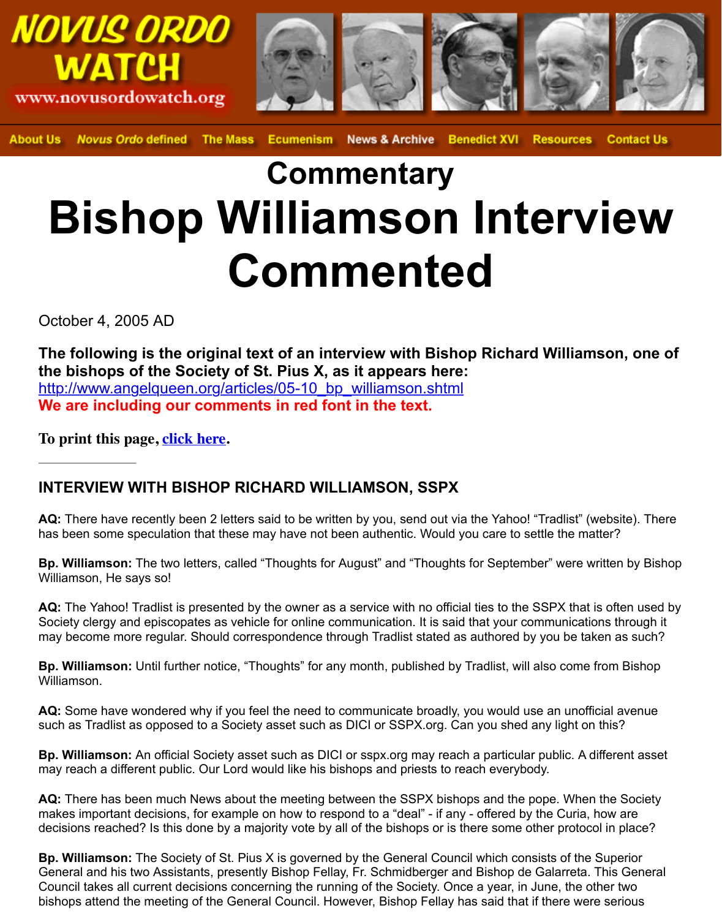# Commentary

# Bishop Williamson Interview Commented

October 4, 2005 AD

**The following is the original text of an interview with Bishop Richard Williamson, one of the bishops of the Society of St. Pius X, as it appears here: [http://www.angelqueen.org/articles/05-10_bp_williamson.shtml](http://www.angelqueen.org/articles/05-10_bp_williamson.shtml)**
**We are including our comments in red font in the text.**

**To print this page, [click here](#).**

---

### INTERVIEW WITH BISHOP RICHARD WILLIAMSON, SSPX

**AQ:** There have recently been 2 letters said to be written by you, send out via the Yahoo! “Tradlist” (website). There has been some speculation that these may have not been authentic. Would you care to settle the matter?

**Bp. Williamson:** The two letters, called “Thoughts for August” and “Thoughts for September” were written by Bishop Williamson, He says so!

**AQ:** The Yahoo! Tradlist is presented by the owner as a service with no official ties to the SSPX that is often used by Society clergy and episcopates as vehicle for online communication. It is said that your communications through it may become more regular. Should correspondence through Tradlist stated as authored by you be taken as such?

**Bp. Williamson:** Until further notice, “Thoughts” for any month, published by Tradlist, will also come from Bishop Williamson.

**AQ:** Some have wondered why if you feel the need to communicate broadly, you would use an unofficial avenue such as Tradlist as opposed to a Society asset such as DICI or SSPX.org. Can you shed any light on this?

**Bp. Williamson:** An official Society asset such as DICI or sspx.org may reach a particular public. A different asset may reach a different public. Our Lord would like his bishops and priests to reach everybody.

**AQ:** There has been much News about the meeting between the SSPX bishops and the pope. When the Society makes important decisions, for example on how to respond to a “deal” - if any - offered by the Curia, how are decisions reached? Is this done by a majority vote by all of the bishops or is there some other protocol in place?

**Bp. Williamson:** The Society of St. Pius X is governed by the General Council which consists of the Superior General and his two Assistants, presently Bishop Fellay, Fr. Schmidberger and Bishop de Galarreta. This General Council takes all current decisions concerning the running of the Society. Once a year, in June, the other two bishops attend the meeting of the General Council. However, Bishop Fellay has said that if there were serious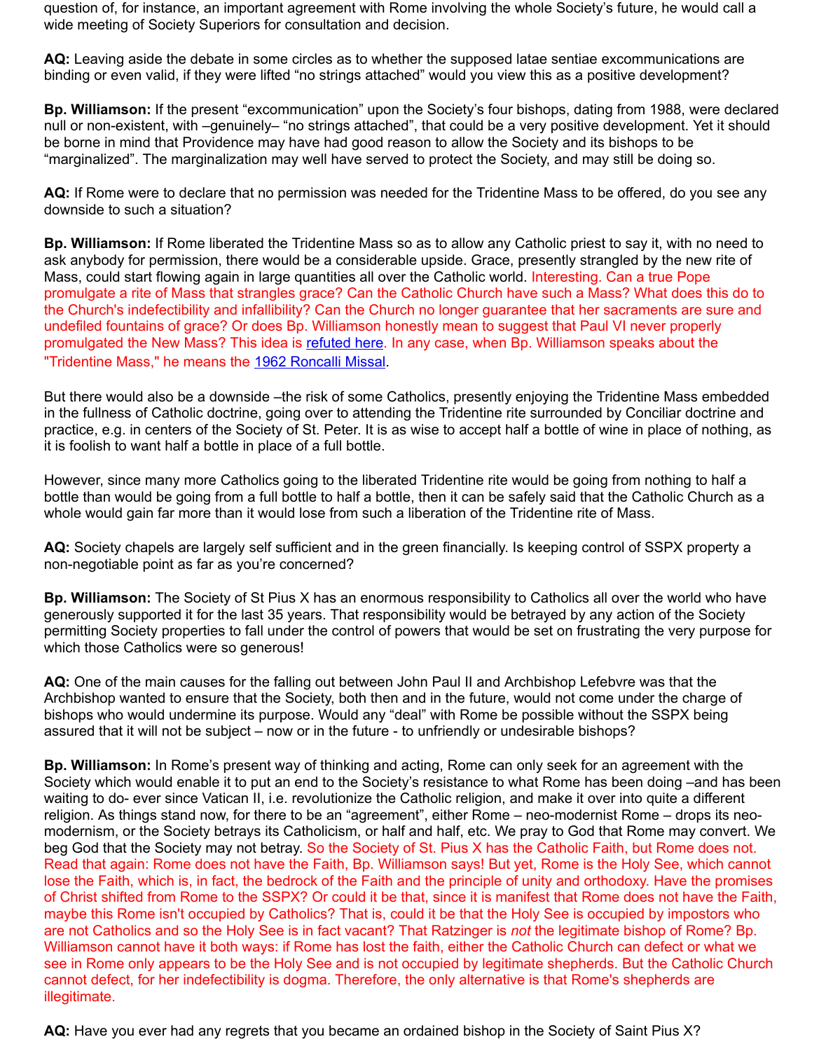question of, for instance, an important agreement with Rome involving the whole Society's future, he would call a wide meeting of Society Superiors for consultation and decision.

**AQ:** Leaving aside the debate in some circles as to whether the supposed latae sentiae excommunications are binding or even valid, if they were lifted "no strings attached" would you view this as a positive development?

**Bp. Williamson:** If the present "excommunication" upon the Society's four bishops, dating from 1988, were declared null or non-existent, with –genuinely– "no strings attached", that could be a very positive development. Yet it should be borne in mind that Providence may have had good reason to allow the Society and its bishops to be "marginalized". The marginalization may well have served to protect the Society, and may still be doing so.

**AQ:** If Rome were to declare that no permission was needed for the Tridentine Mass to be offered, do you see any downside to such a situation?

**Bp. Williamson:** If Rome liberated the Tridentine Mass so as to allow any Catholic priest to say it, with no need to ask anybody for permission, there would be a considerable upside. Grace, presently strangled by the new rite of Mass, could start flowing again in large quantities all over the Catholic world. Interesting. Can a true Pope promulgate a rite of Mass that strangles grace? Can the Catholic Church have such a Mass? What does this do to the Church's indefectibility and infallibility? Can the Church no longer guarantee that her sacraments are sure and undefiled fountains of grace? Or does Bp. Williamson honestly mean to suggest that Paul VI never properly promulgated the New Mass? This idea is refuted here. In any case, when Bp. Williamson speaks about the "Tridentine Mass," he means the 1962 Roncalli Missal.

But there would also be a downside –the risk of some Catholics, presently enjoying the Tridentine Mass embedded in the fullness of Catholic doctrine, going over to attending the Tridentine rite surrounded by Conciliar doctrine and practice, e.g. in centers of the Society of St. Peter. It is as wise to accept half a bottle of wine in place of nothing, as it is foolish to want half a bottle in place of a full bottle.

However, since many more Catholics going to the liberated Tridentine rite would be going from nothing to half a bottle than would be going from a full bottle to half a bottle, then it can be safely said that the Catholic Church as a whole would gain far more than it would lose from such a liberation of the Tridentine rite of Mass.

**AQ:** Society chapels are largely self sufficient and in the green financially. Is keeping control of SSPX property a non-negotiable point as far as you're concerned?

**Bp. Williamson:** The Society of St Pius X has an enormous responsibility to Catholics all over the world who have generously supported it for the last 35 years. That responsibility would be betrayed by any action of the Society permitting Society properties to fall under the control of powers that would be set on frustrating the very purpose for which those Catholics were so generous!

**AQ:** One of the main causes for the falling out between John Paul II and Archbishop Lefebvre was that the Archbishop wanted to ensure that the Society, both then and in the future, would not come under the charge of bishops who would undermine its purpose. Would any "deal" with Rome be possible without the SSPX being assured that it will not be subject – now or in the future - to unfriendly or undesirable bishops?

**Bp. Williamson:** In Rome's present way of thinking and acting, Rome can only seek for an agreement with the Society which would enable it to put an end to the Society's resistance to what Rome has been doing –and has been waiting to do- ever since Vatican II, i.e. revolutionize the Catholic religion, and make it over into quite a different religion. As things stand now, for there to be an "agreement", either Rome – neo-modernist Rome – drops its neo-modernism, or the Society betrays its Catholicism, or half and half, etc. We pray to God that Rome may convert. We beg God that the Society may not betray. So the Society of St. Pius X has the Catholic Faith, but Rome does not. Read that again: Rome does not have the Faith, Bp. Williamson says! But yet, Rome is the Holy See, which cannot lose the Faith, which is, in fact, the bedrock of the Faith and the principle of unity and orthodoxy. Have the promises of Christ shifted from Rome to the SSPX? Or could it be that, since it is manifest that Rome does not have the Faith, maybe this Rome isn't occupied by Catholics? That is, could it be that the Holy See is occupied by impostors who are not Catholics and so the Holy See is in fact vacant? That Ratzinger is *not* the legitimate bishop of Rome? Bp. Williamson cannot have it both ways: if Rome has lost the faith, either the Catholic Church can defect or what we see in Rome only appears to be the Holy See and is not occupied by legitimate shepherds. But the Catholic Church cannot defect, for her indefectibility is dogma. Therefore, the only alternative is that Rome's shepherds are illegitimate.

**AQ:** Have you ever had any regrets that you became an ordained bishop in the Society of Saint Pius X?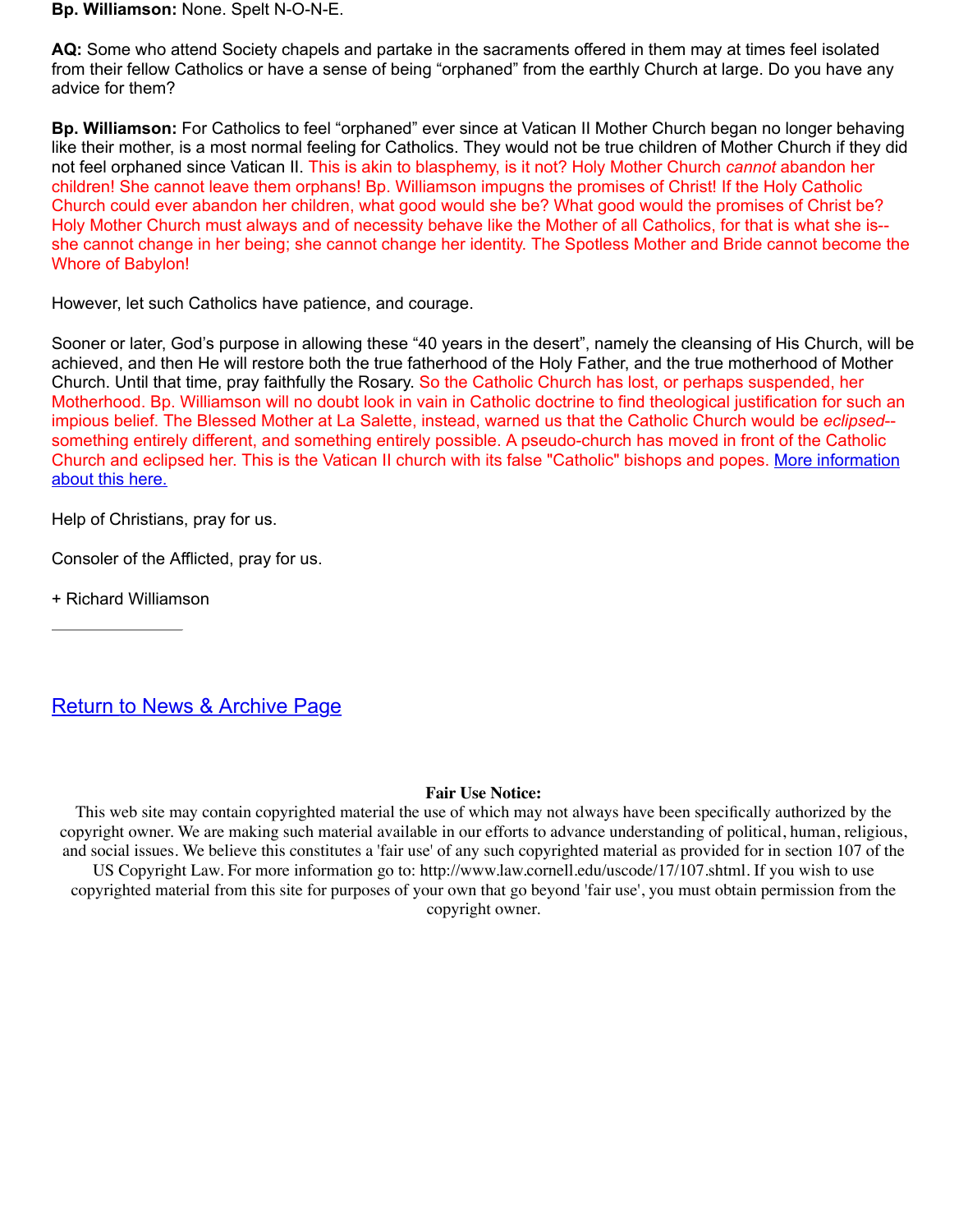**Bp. Williamson:** None. Spelt N-O-N-E.

**AQ:** Some who attend Society chapels and partake in the sacraments offered in them may at times feel isolated from their fellow Catholics or have a sense of being "orphaned" from the earthly Church at large. Do you have any advice for them?

**Bp. Williamson:** For Catholics to feel "orphaned" ever since at Vatican II Mother Church began no longer behaving like their mother, is a most normal feeling for Catholics. They would not be true children of Mother Church if they did not feel orphaned since Vatican II. This is akin to blasphemy, is it not? Holy Mother Church *cannot* abandon her children! She cannot leave them orphans! Bp. Williamson impugns the promises of Christ! If the Holy Catholic Church could ever abandon her children, what good would she be? What good would the promises of Christ be? Holy Mother Church must always and of necessity behave like the Mother of all Catholics, for that is what she is--she cannot change in her being; she cannot change her identity. The Spotless Mother and Bride cannot become the Whore of Babylon!

However, let such Catholics have patience, and courage.

Sooner or later, God's purpose in allowing these "40 years in the desert", namely the cleansing of His Church, will be achieved, and then He will restore both the true fatherhood of the Holy Father, and the true motherhood of Mother Church. Until that time, pray faithfully the Rosary. So the Catholic Church has lost, or perhaps suspended, her Motherhood. Bp. Williamson will no doubt look in vain in Catholic doctrine to find theological justification for such an impious belief. The Blessed Mother at La Salette, instead, warned us that the Catholic Church would be *eclipsed*--something entirely different, and something entirely possible. A pseudo-church has moved in front of the Catholic Church and eclipsed her. This is the Vatican II church with its false "Catholic" bishops and popes. More information about this here.

Help of Christians, pray for us.

Consoler of the Afflicted, pray for us.

+ Richard Williamson

---

Return to News & Archive Page

**Fair Use Notice:**

This web site may contain copyrighted material the use of which may not always have been specifically authorized by the copyright owner. We are making such material available in our efforts to advance understanding of political, human, religious, and social issues. We believe this constitutes a 'fair use' of any such copyrighted material as provided for in section 107 of the US Copyright Law. For more information go to: http://www.law.cornell.edu/uscode/17/107.shtml. If you wish to use copyrighted material from this site for purposes of your own that go beyond 'fair use', you must obtain permission from the copyright owner.